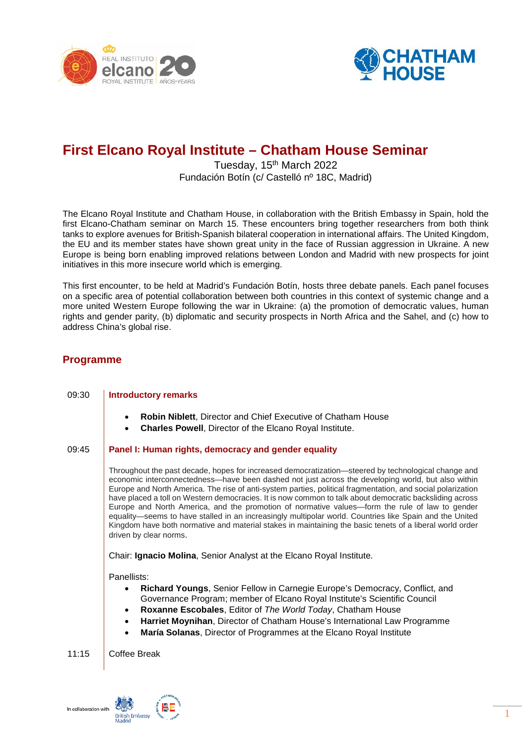# First Elcano Royal Institute – Chatham House Seminar

Tuesday, 15th March 2022
Fundación Botín (c/ Castelló nº 18C, Madrid)

The Elcano Royal Institute and Chatham House, in collaboration with the British Embassy in Spain, hold the first Elcano-Chatham seminar on March 15. These encounters bring together researchers from both think tanks to explore avenues for British-Spanish bilateral cooperation in international affairs. The United Kingdom, the EU and its member states have shown great unity in the face of Russian aggression in Ukraine. A new Europe is being born enabling improved relations between London and Madrid with new prospects for joint initiatives in this more insecure world which is emerging.

This first encounter, to be held at Madrid's Fundación Botín, hosts three debate panels. Each panel focuses on a specific area of potential collaboration between both countries in this context of systemic change and a more united Western Europe following the war in Ukraine: (a) the promotion of democratic values, human rights and gender parity, (b) diplomatic and security prospects in North Africa and the Sahel, and (c) how to address China's global rise.

## Programme

**09:30** — **Introductory remarks**

- **Robin Niblett**, Director and Chief Executive of Chatham House
- **Charles Powell**, Director of the Elcano Royal Institute.

**09:45** — **Panel I: Human rights, democracy and gender equality**

Throughout the past decade, hopes for increased democratization—steered by technological change and economic interconnectedness—have been dashed not just across the developing world, but also within Europe and North America. The rise of anti-system parties, political fragmentation, and social polarization have placed a toll on Western democracies. It is now common to talk about democratic backsliding across Europe and North America, and the promotion of normative values—form the rule of law to gender equality—seems to have stalled in an increasingly multipolar world. Countries like Spain and the United Kingdom have both normative and material stakes in maintaining the basic tenets of a liberal world order driven by clear norms.

Chair: **Ignacio Molina**, Senior Analyst at the Elcano Royal Institute.

Panellists:

- **Richard Youngs**, Senior Fellow in Carnegie Europe's Democracy, Conflict, and Governance Program; member of Elcano Royal Institute's Scientific Council
- **Roxanne Escobales**, Editor of *The World Today*, Chatham House
- **Harriet Moynihan**, Director of Chatham House's International Law Programme
- **María Solanas**, Director of Programmes at the Elcano Royal Institute

**11:15** — Coffee Break

In collaboration with British Embassy Madrid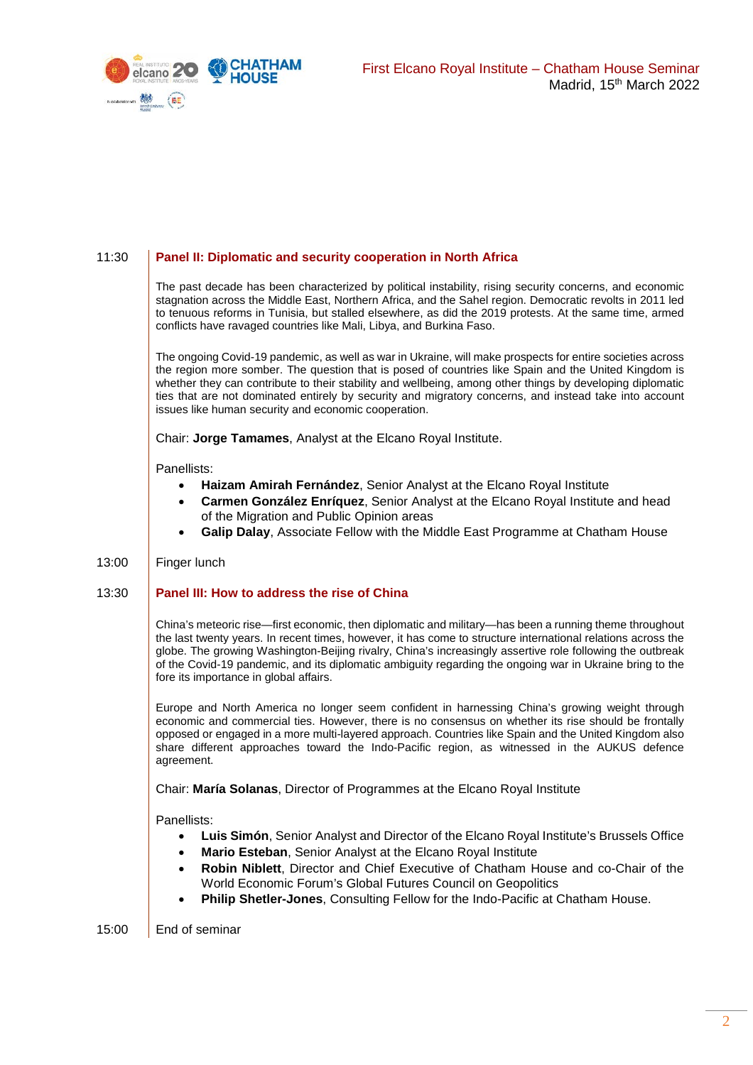11:30 **Panel II: Diplomatic and security cooperation in North Africa**

The past decade has been characterized by political instability, rising security concerns, and economic stagnation across the Middle East, Northern Africa, and the Sahel region. Democratic revolts in 2011 led to tenuous reforms in Tunisia, but stalled elsewhere, as did the 2019 protests. At the same time, armed conflicts have ravaged countries like Mali, Libya, and Burkina Faso.

The ongoing Covid-19 pandemic, as well as war in Ukraine, will make prospects for entire societies across the region more somber. The question that is posed of countries like Spain and the United Kingdom is whether they can contribute to their stability and wellbeing, among other things by developing diplomatic ties that are not dominated entirely by security and migratory concerns, and instead take into account issues like human security and economic cooperation.

Chair: **Jorge Tamames**, Analyst at the Elcano Royal Institute.

Panellists:

- **Haizam Amirah Fernández**, Senior Analyst at the Elcano Royal Institute
- **Carmen González Enríquez**, Senior Analyst at the Elcano Royal Institute and head of the Migration and Public Opinion areas
- **Galip Dalay**, Associate Fellow with the Middle East Programme at Chatham House

13:00 Finger lunch

13:30 **Panel III: How to address the rise of China**

China's meteoric rise—first economic, then diplomatic and military—has been a running theme throughout the last twenty years. In recent times, however, it has come to structure international relations across the globe. The growing Washington-Beijing rivalry, China's increasingly assertive role following the outbreak of the Covid-19 pandemic, and its diplomatic ambiguity regarding the ongoing war in Ukraine bring to the fore its importance in global affairs.

Europe and North America no longer seem confident in harnessing China's growing weight through economic and commercial ties. However, there is no consensus on whether its rise should be frontally opposed or engaged in a more multi-layered approach. Countries like Spain and the United Kingdom also share different approaches toward the Indo-Pacific region, as witnessed in the AUKUS defence agreement.

Chair: **María Solanas**, Director of Programmes at the Elcano Royal Institute

Panellists:

- **Luis Simón**, Senior Analyst and Director of the Elcano Royal Institute's Brussels Office
- **Mario Esteban**, Senior Analyst at the Elcano Royal Institute
- **Robin Niblett**, Director and Chief Executive of Chatham House and co-Chair of the World Economic Forum's Global Futures Council on Geopolitics
- **Philip Shetler-Jones**, Consulting Fellow for the Indo-Pacific at Chatham House.

15:00 End of seminar